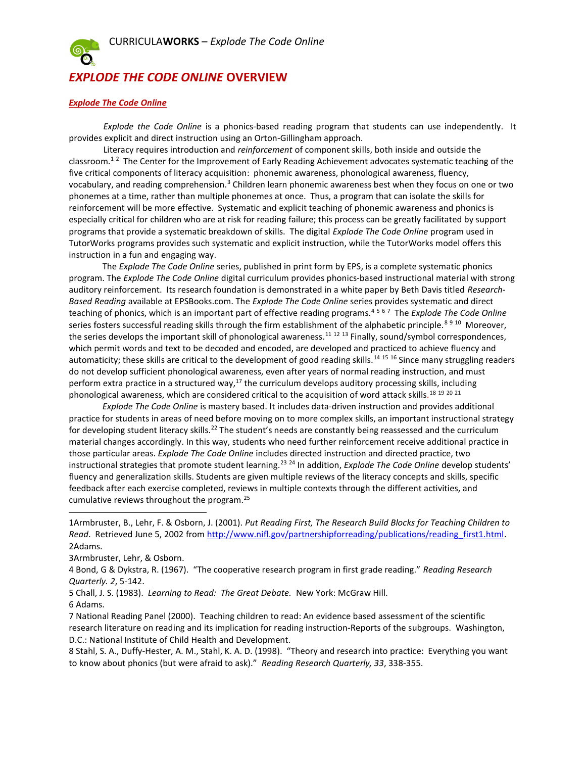# *EXPLODE THE CODE ONLINE* OVERVIEW

***Explode The Code Online***

*Explode the Code Online* is a phonics-based reading program that students can use independently. It provides explicit and direct instruction using an Orton-Gillingham approach.

Literacy requires introduction and *reinforcement* of component skills, both inside and outside the classroom.[1 2] The Center for the Improvement of Early Reading Achievement advocates systematic teaching of the five critical components of literacy acquisition: phonemic awareness, phonological awareness, fluency, vocabulary, and reading comprehension.[3] Children learn phonemic awareness best when they focus on one or two phonemes at a time, rather than multiple phonemes at once. Thus, a program that can isolate the skills for reinforcement will be more effective. Systematic and explicit teaching of phonemic awareness and phonics is especially critical for children who are at risk for reading failure; this process can be greatly facilitated by support programs that provide a systematic breakdown of skills. The digital *Explode The Code Online* program used in TutorWorks programs provides such systematic and explicit instruction, while the TutorWorks model offers this instruction in a fun and engaging way.

The *Explode The Code Online* series, published in print form by EPS, is a complete systematic phonics program. The *Explode The Code Online* digital curriculum provides phonics-based instructional material with strong auditory reinforcement. Its research foundation is demonstrated in a white paper by Beth Davis titled *Research-Based Reading* available at EPSBooks.com. The *Explode The Code Online* series provides systematic and direct teaching of phonics, which is an important part of effective reading programs.[4 5 6 7] The *Explode The Code Online* series fosters successful reading skills through the firm establishment of the alphabetic principle.[8 9 10] Moreover, the series develops the important skill of phonological awareness.[11 12 13] Finally, sound/symbol correspondences, which permit words and text to be decoded and encoded, are developed and practiced to achieve fluency and automaticity; these skills are critical to the development of good reading skills.[14 15 16] Since many struggling readers do not develop sufficient phonological awareness, even after years of normal reading instruction, and must perform extra practice in a structured way,[17] the curriculum develops auditory processing skills, including phonological awareness, which are considered critical to the acquisition of word attack skills.[18 19 20 21]

*Explode The Code Online* is mastery based. It includes data-driven instruction and provides additional practice for students in areas of need before moving on to more complex skills, an important instructional strategy for developing student literacy skills.[22] The student's needs are constantly being reassessed and the curriculum material changes accordingly. In this way, students who need further reinforcement receive additional practice in those particular areas. *Explode The Code Online* includes directed instruction and directed practice, two instructional strategies that promote student learning.[23 24] In addition, *Explode The Code Online* develop students' fluency and generalization skills. Students are given multiple reviews of the literacy concepts and skills, specific feedback after each exercise completed, reviews in multiple contexts through the different activities, and cumulative reviews throughout the program.[25]

---

1Armbruster, B., Lehr, F. & Osborn, J. (2001). *Put Reading First, The Research Build Blocks for Teaching Children to Read*. Retrieved June 5, 2002 from http://www.nifl.gov/partnershipforreading/publications/reading_first1.html.
2Adams.
3Armbruster, Lehr, & Osborn.
4 Bond, G & Dykstra, R. (1967). "The cooperative research program in first grade reading." *Reading Research Quarterly. 2*, 5-142.
5 Chall, J. S. (1983). *Learning to Read: The Great Debate.* New York: McGraw Hill.
6 Adams.
7 National Reading Panel (2000). Teaching children to read: An evidence based assessment of the scientific research literature on reading and its implication for reading instruction-Reports of the subgroups. Washington, D.C.: National Institute of Child Health and Development.
8 Stahl, S. A., Duffy-Hester, A. M., Stahl, K. A. D. (1998). "Theory and research into practice: Everything you want to know about phonics (but were afraid to ask)." *Reading Research Quarterly, 33*, 338-355.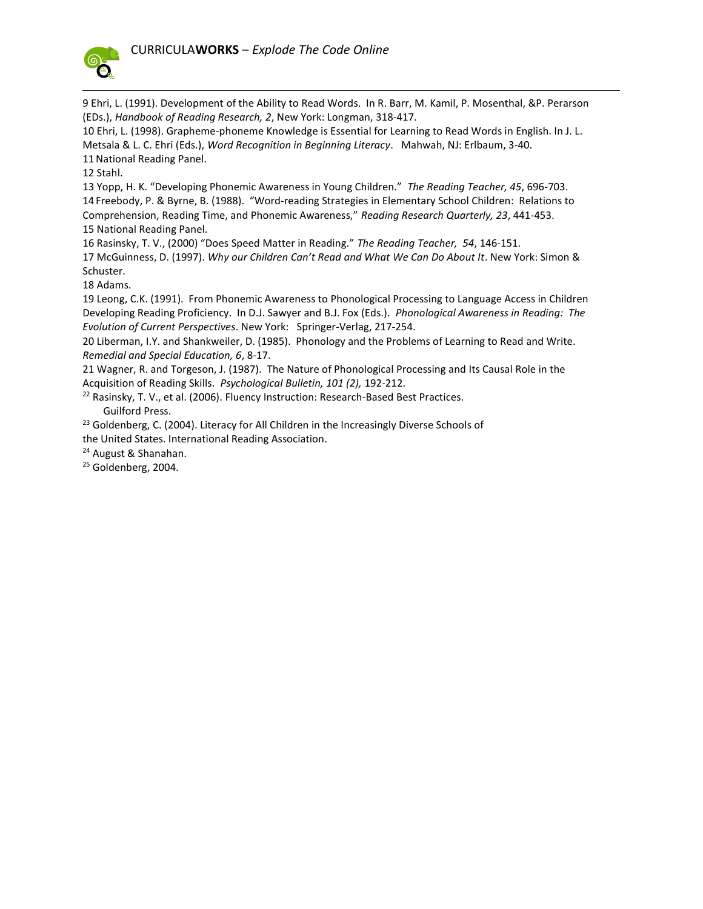9 Ehri, L. (1991). Development of the Ability to Read Words. In R. Barr, M. Kamil, P. Mosenthal, &P. Perarson (EDs.), *Handbook of Reading Research, 2*, New York: Longman, 318-417.

10 Ehri, L. (1998). Grapheme-phoneme Knowledge is Essential for Learning to Read Words in English. In J. L. Metsala & L. C. Ehri (Eds.), *Word Recognition in Beginning Literacy*. Mahwah, NJ: Erlbaum, 3-40.

11 National Reading Panel.

12 Stahl.

13 Yopp, H. K. "Developing Phonemic Awareness in Young Children." *The Reading Teacher, 45*, 696-703.

14 Freebody, P. & Byrne, B. (1988). "Word-reading Strategies in Elementary School Children: Relations to Comprehension, Reading Time, and Phonemic Awareness," *Reading Research Quarterly, 23*, 441-453.

15 National Reading Panel.

16 Rasinsky, T. V., (2000) "Does Speed Matter in Reading." *The Reading Teacher, 54*, 146-151.

17 McGuinness, D. (1997). *Why our Children Can't Read and What We Can Do About It*. New York: Simon & Schuster.

18 Adams.

19 Leong, C.K. (1991). From Phonemic Awareness to Phonological Processing to Language Access in Children Developing Reading Proficiency. In D.J. Sawyer and B.J. Fox (Eds.). *Phonological Awareness in Reading: The Evolution of Current Perspectives*. New York: Springer-Verlag, 217-254.

20 Liberman, I.Y. and Shankweiler, D. (1985). Phonology and the Problems of Learning to Read and Write. *Remedial and Special Education, 6*, 8-17.

21 Wagner, R. and Torgeson, J. (1987). The Nature of Phonological Processing and Its Causal Role in the Acquisition of Reading Skills. *Psychological Bulletin, 101 (2),* 192-212.

[22] Rasinsky, T. V., et al. (2006). Fluency Instruction: Research-Based Best Practices. Guilford Press.

[23] Goldenberg, C. (2004). Literacy for All Children in the Increasingly Diverse Schools of the United States. International Reading Association.

[24] August & Shanahan.

[25] Goldenberg, 2004.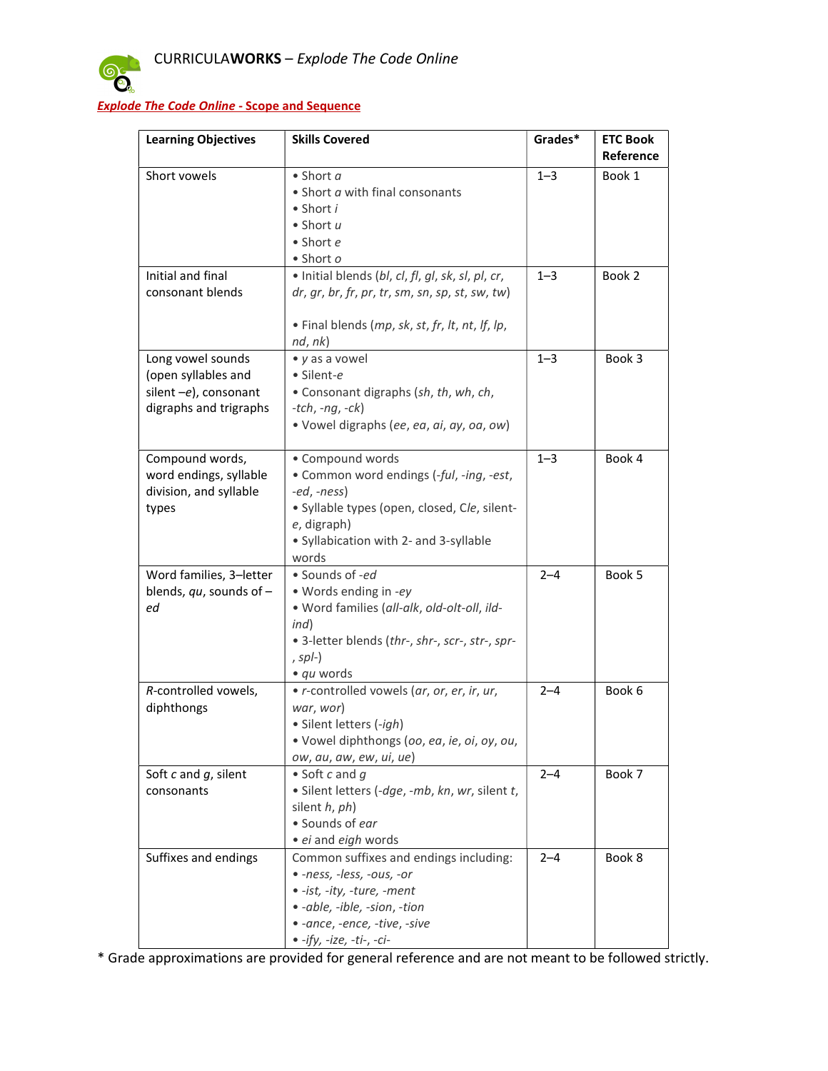CURRICULA**WORKS** – *Explode The Code Online*

## *Explode The Code Online* - Scope and Sequence

| Learning Objectives | Skills Covered | Grades* | ETC Book Reference |
|---|---|---|---|
| Short vowels | • Short *a*<br>• Short *a* with final consonants<br>• Short *i*<br>• Short *u*<br>• Short *e*<br>• Short *o* | 1–3 | Book 1 |
| Initial and final consonant blends | • Initial blends (*bl*, *cl*, *fl*, *gl*, *sk*, *sl*, *pl*, *cr*, *dr*, *gr*, *br*, *fr*, *pr*, *tr*, *sm*, *sn*, *sp*, *st*, *sw*, *tw*)<br><br>• Final blends (*mp*, *sk*, *st*, *fr*, *lt*, *nt*, *lf*, *lp*, *nd*, *nk*) | 1–3 | Book 2 |
| Long vowel sounds (open syllables and silent –*e*), consonant digraphs and trigraphs | • *y* as a vowel<br>• Silent-*e*<br>• Consonant digraphs (*sh*, *th*, *wh*, *ch*, *-tch*, *-ng*, *-ck*)<br>• Vowel digraphs (*ee*, *ea*, *ai*, *ay*, *oa*, *ow*) | 1–3 | Book 3 |
| Compound words, word endings, syllable division, and syllable types | • Compound words<br>• Common word endings (*-ful*, *-ing*, *-est*, *-ed*, *-ness*)<br>• Syllable types (open, closed, C*le*, silent-*e*, digraph)<br>• Syllabication with 2- and 3-syllable words | 1–3 | Book 4 |
| Word families, 3–letter blends, *qu*, sounds of –*ed* | • Sounds of *-ed*<br>• Words ending in *-ey*<br>• Word families (*all-alk*, *old-olt-oll*, *ild-ind*)<br>• 3-letter blends (*thr-*, *shr-*, *scr-*, *str-*, *spr-*, *spl-*)<br>• *qu* words | 2–4 | Book 5 |
| *R*-controlled vowels, diphthongs | • *r*-controlled vowels (*ar*, *or*, *er*, *ir*, *ur*, *war*, *wor*)<br>• Silent letters (*-igh*)<br>• Vowel diphthongs (*oo*, *ea*, *ie*, *oi*, *oy*, *ou*, *ow*, *au*, *aw*, *ew*, *ui*, *ue*) | 2–4 | Book 6 |
| Soft *c* and *g*, silent consonants | • Soft *c* and *g*<br>• Silent letters (*-dge*, *-mb*, *kn*, *wr*, silent *t*, silent *h*, *ph*)<br>• Sounds of *ear*<br>• *ei* and *eigh* words | 2–4 | Book 7 |
| Suffixes and endings | Common suffixes and endings including:<br>• *-ness*, *-less*, *-ous*, *-or*<br>• *-ist*, *-ity*, *-ture*, *-ment*<br>• *-able*, *-ible*, *-sion*, *-tion*<br>• *-ance*, *-ence*, *-tive*, *-sive*<br>• *-ify*, *-ize*, *-ti-*, *-ci-* | 2–4 | Book 8 |

* Grade approximations are provided for general reference and are not meant to be followed strictly.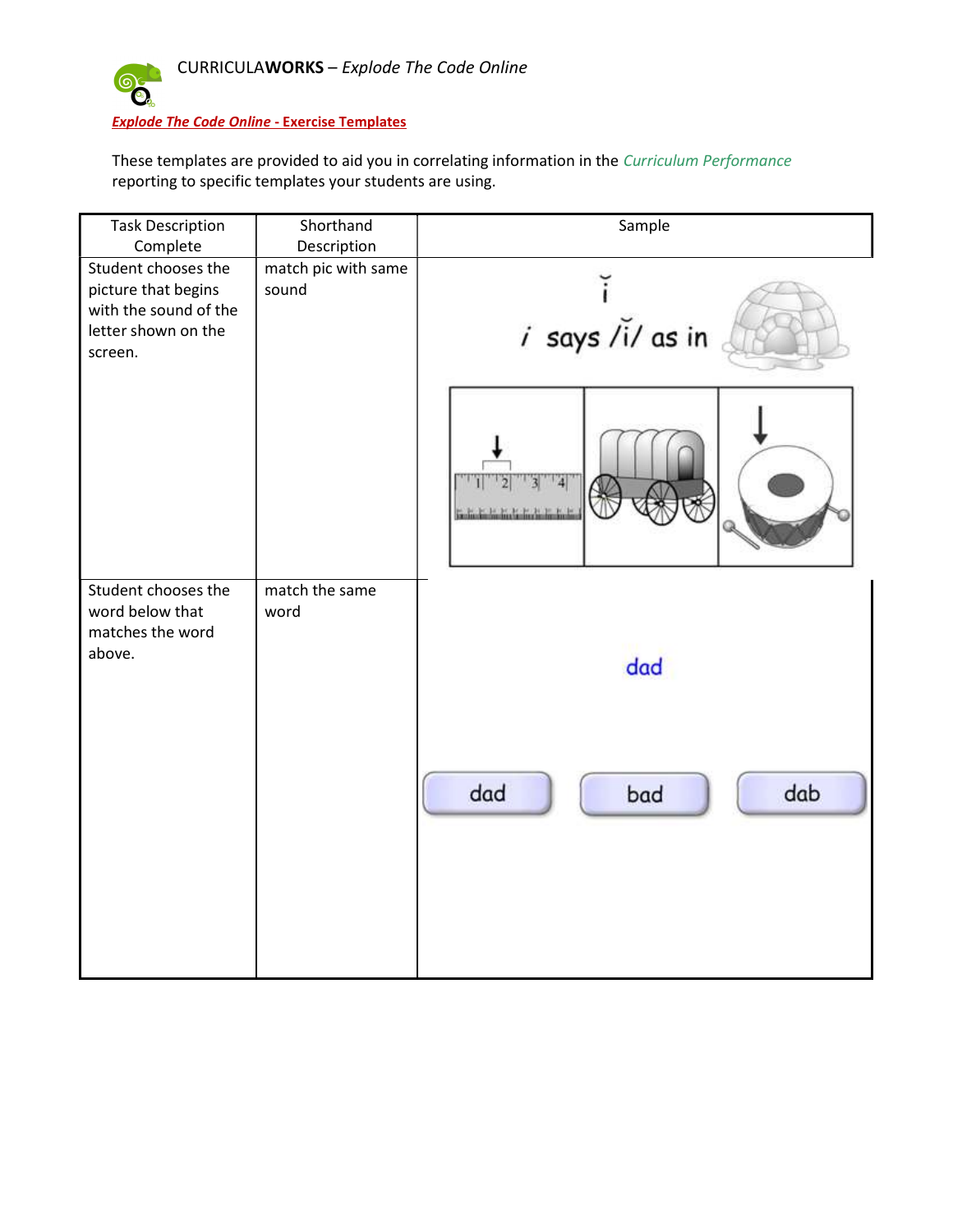CURRICULA**WORKS** – *Explode The Code Online*

***Explode The Code Online* - Exercise Templates**

These templates are provided to aid you in correlating information in the *Curriculum Performance* reporting to specific templates your students are using.

| Task Description Complete | Shorthand Description | Sample |
|---|---|---|
| Student chooses the picture that begins with the sound of the letter shown on the screen. | match pic with same sound | i says /ĭ/ as in |
| Student chooses the word below that matches the word above. | match the same word | dad<br>dad bad dab |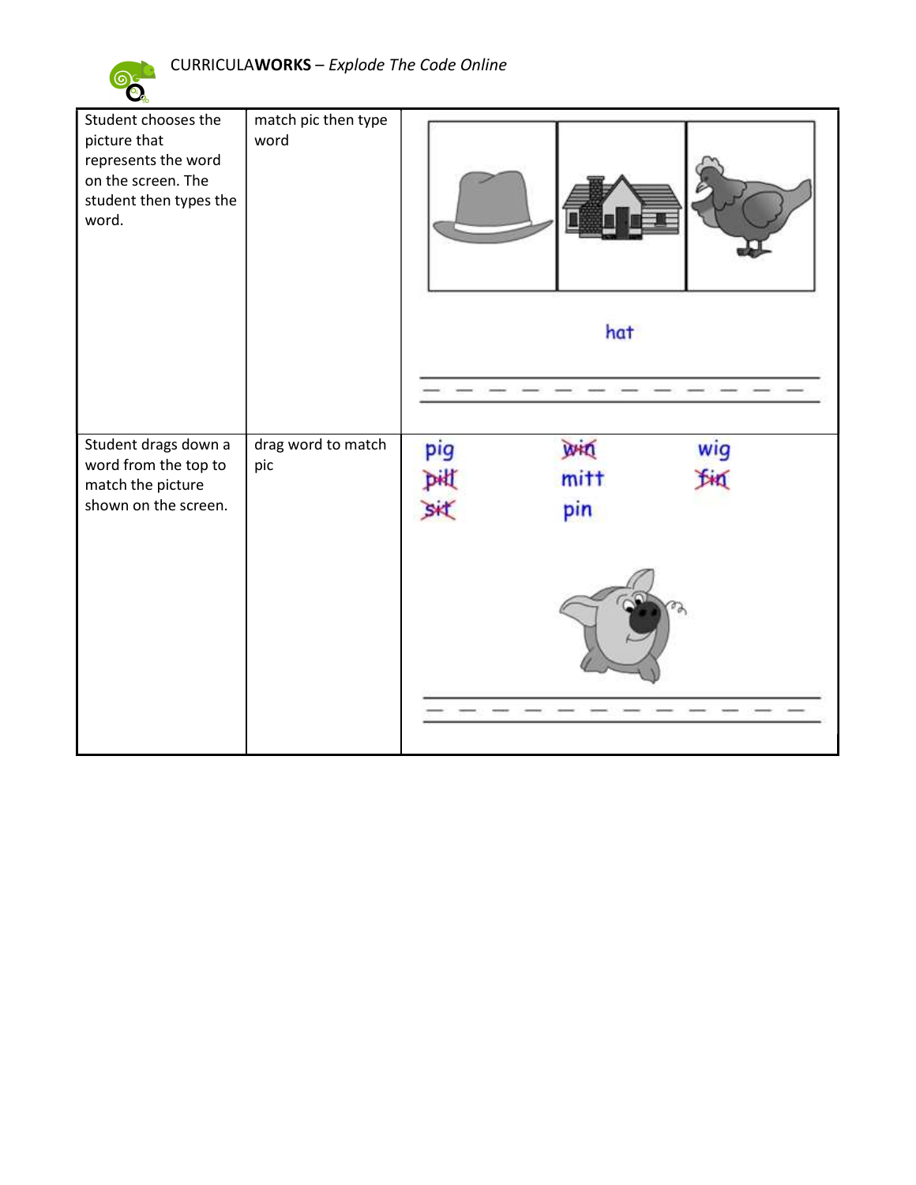| | | |
|---|---|---|
| Student chooses the picture that represents the word on the screen. The student then types the word. | match pic then type word | hat |
| Student drags down a word from the top to match the picture shown on the screen. | drag word to match pic | pig ~~win~~ wig ~~pill~~ mitt ~~fin~~ ~~sit~~ pin |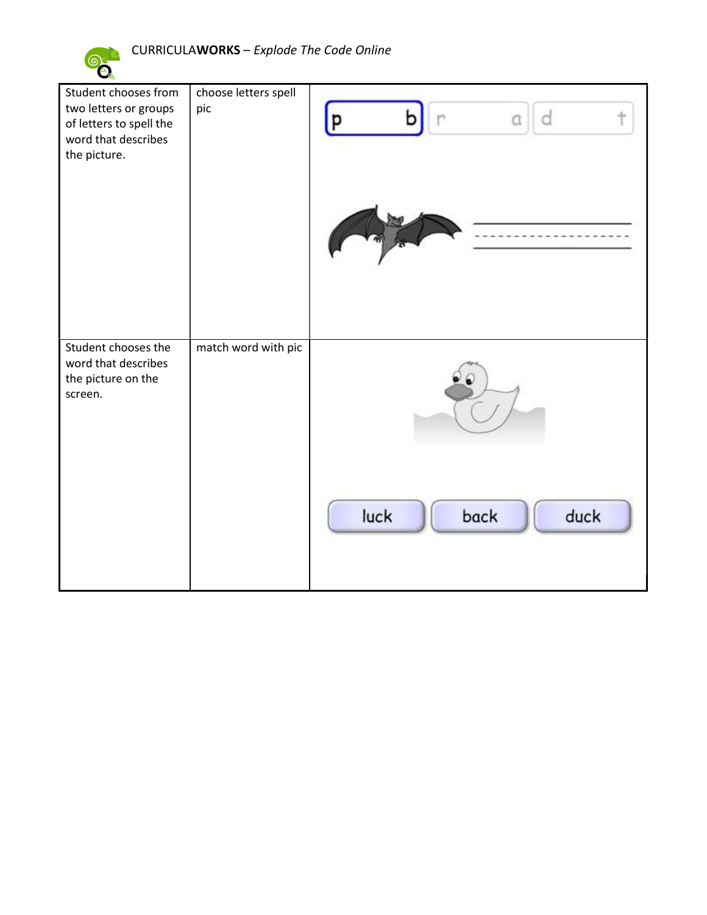| | | |
|---|---|---|
| Student chooses from two letters or groups of letters to spell the word that describes the picture. | choose letters spell pic | p b r a d t |
| Student chooses the word that describes the picture on the screen. | match word with pic | luck back duck |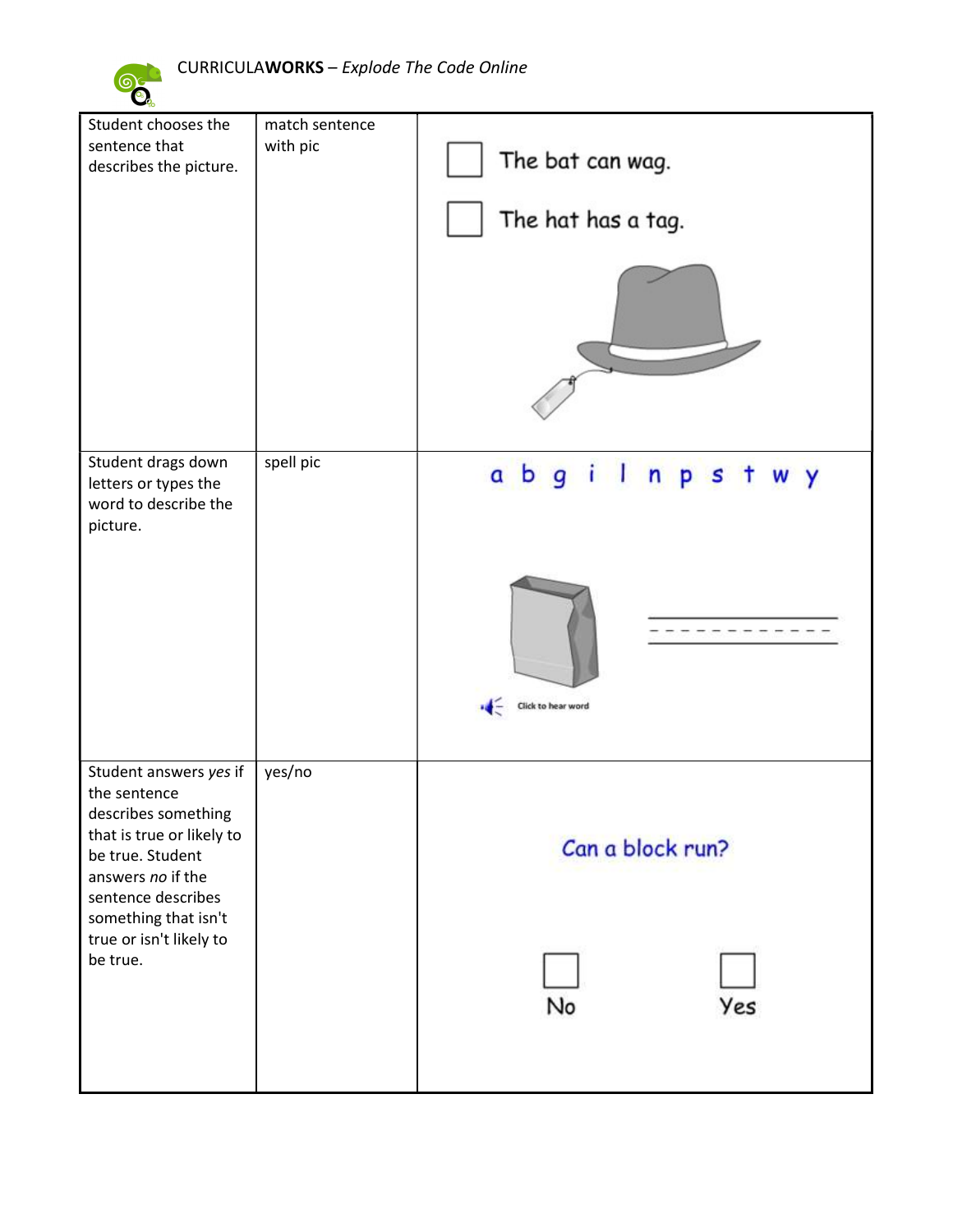| Student chooses the sentence that describes the picture. | match sentence with pic | ☐ The bat can wag.<br>☐ The hat has a tag. |
|---|---|---|
| Student drags down letters or types the word to describe the picture. | spell pic | a b g i l n p s t w y<br>Click to hear word |
| Student answers *yes* if the sentence describes something that is true or likely to be true. Student answers *no* if the sentence describes something that isn't true or isn't likely to be true. | yes/no | Can a block run?<br>☐ No ☐ Yes |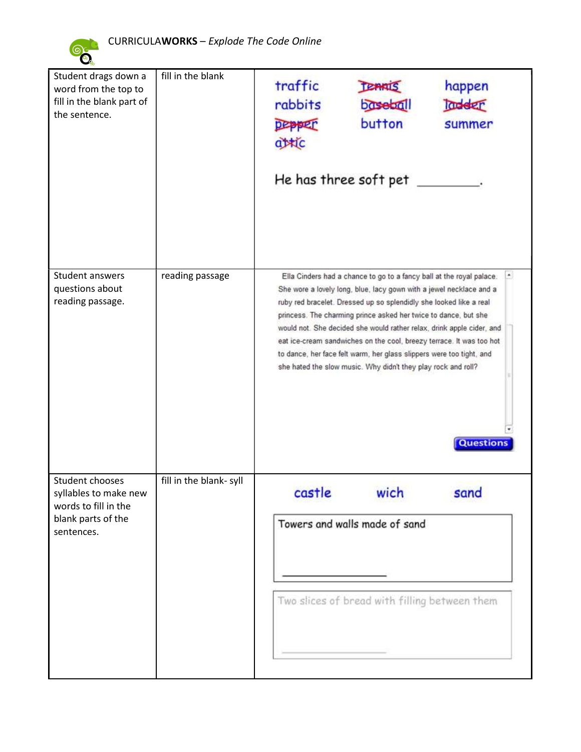| Student drags down a word from the top to fill in the blank part of the sentence. | fill in the blank | traffic rabbits ~~pepper~~ ~~attic~~ ~~tennis~~ ~~baseball~~ button happen ~~ladder~~ summer<br><br>He has three soft pet \_\_\_\_\_\_\_\_. |
|---|---|---|
| Student answers questions about reading passage. | reading passage | Ella Cinders had a chance to go to a fancy ball at the royal palace. She wore a lovely long, blue, lacy gown with a jewel necklace and a ruby red bracelet. Dressed up so splendidly she looked like a real princess. The charming prince asked her twice to dance, but she would not. She decided she would rather relax, drink apple cider, and eat ice-cream sandwiches on the cool, breezy terrace. It was too hot to dance, her face felt warm, her glass slippers were too tight, and she hated the slow music. Why didn't they play rock and roll?<br><br>Questions |
| Student chooses syllables to make new words to fill in the blank parts of the sentences. | fill in the blank- syll | castle wich sand<br><br>Towers and walls made of sand<br>\_\_\_\_\_\_\_\_<br><br>Two slices of bread with filling between them<br>\_\_\_\_\_\_\_\_ |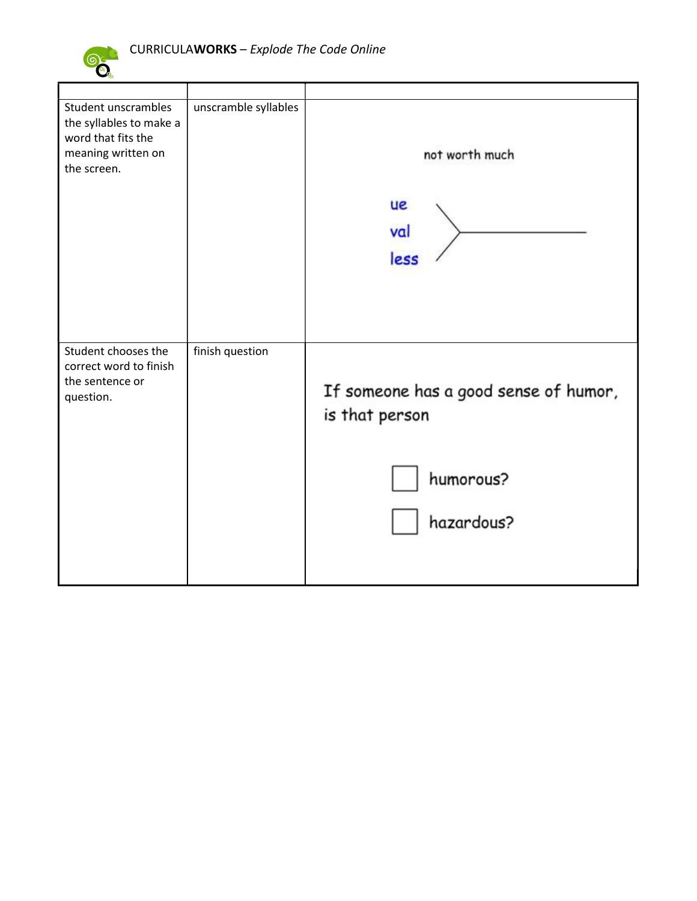| | | |
|---|---|---|
| Student unscrambles the syllables to make a word that fits the meaning written on the screen. | unscramble syllables | not worth much<br><br>ue<br>val<br>less |
| Student chooses the correct word to finish the sentence or question. | finish question | If someone has a good sense of humor, is that person<br><br>☐ humorous?<br>☐ hazardous? |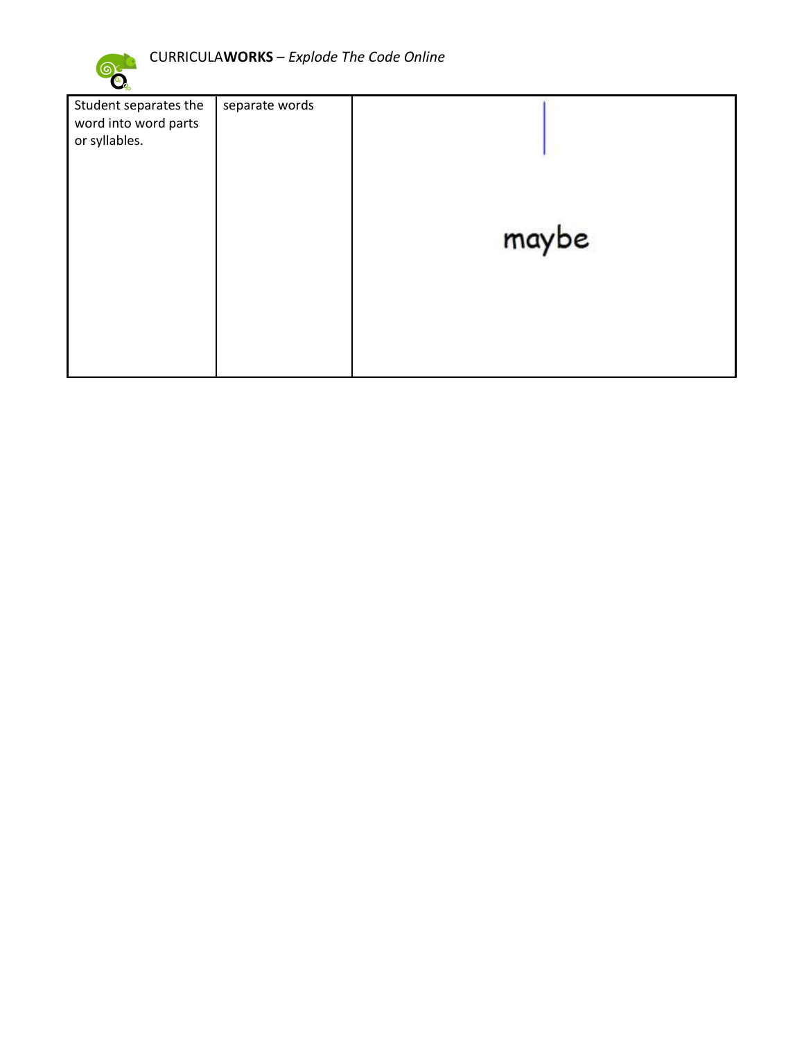| | | |
|---|---|---|
| Student separates the word into word parts or syllables. | separate words | maybe |